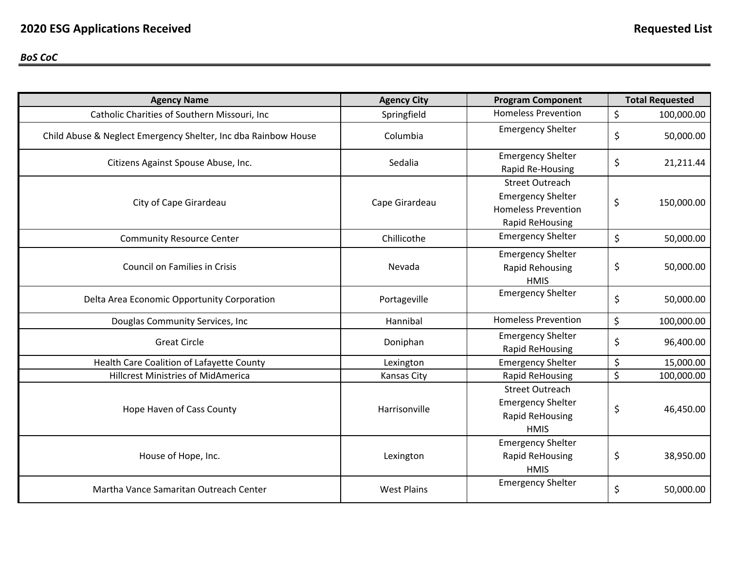**2020 ESG Applications Received** **Requested List**

***BoS CoC***

| Agency Name | Agency City | Program Component | Total Requested |
|---|---|---|---|
| Catholic Charities of Southern Missouri, Inc | Springfield | Homeless Prevention | $ 100,000.00 |
| Child Abuse & Neglect Emergency Shelter, Inc dba Rainbow House | Columbia | Emergency Shelter | $ 50,000.00 |
| Citizens Against Spouse Abuse, Inc. | Sedalia | Emergency Shelter<br>Rapid Re-Housing | $ 21,211.44 |
| City of Cape Girardeau | Cape Girardeau | Street Outreach<br>Emergency Shelter<br>Homeless Prevention<br>Rapid ReHousing | $ 150,000.00 |
| Community Resource Center | Chillicothe | Emergency Shelter | $ 50,000.00 |
| Council on Families in Crisis | Nevada | Emergency Shelter<br>Rapid Rehousing<br>HMIS | $ 50,000.00 |
| Delta Area Economic Opportunity Corporation | Portageville | Emergency Shelter | $ 50,000.00 |
| Douglas Community Services, Inc | Hannibal | Homeless Prevention | $ 100,000.00 |
| Great Circle | Doniphan | Emergency Shelter<br>Rapid ReHousing | $ 96,400.00 |
| Health Care Coalition of Lafayette County | Lexington | Emergency Shelter | $ 15,000.00 |
| Hillcrest Ministries of MidAmerica | Kansas City | Rapid ReHousing | $ 100,000.00 |
| Hope Haven of Cass County | Harrisonville | Street Outreach<br>Emergency Shelter<br>Rapid ReHousing<br>HMIS | $ 46,450.00 |
| House of Hope, Inc. | Lexington | Emergency Shelter<br>Rapid ReHousing<br>HMIS | $ 38,950.00 |
| Martha Vance Samaritan Outreach Center | West Plains | Emergency Shelter | $ 50,000.00 |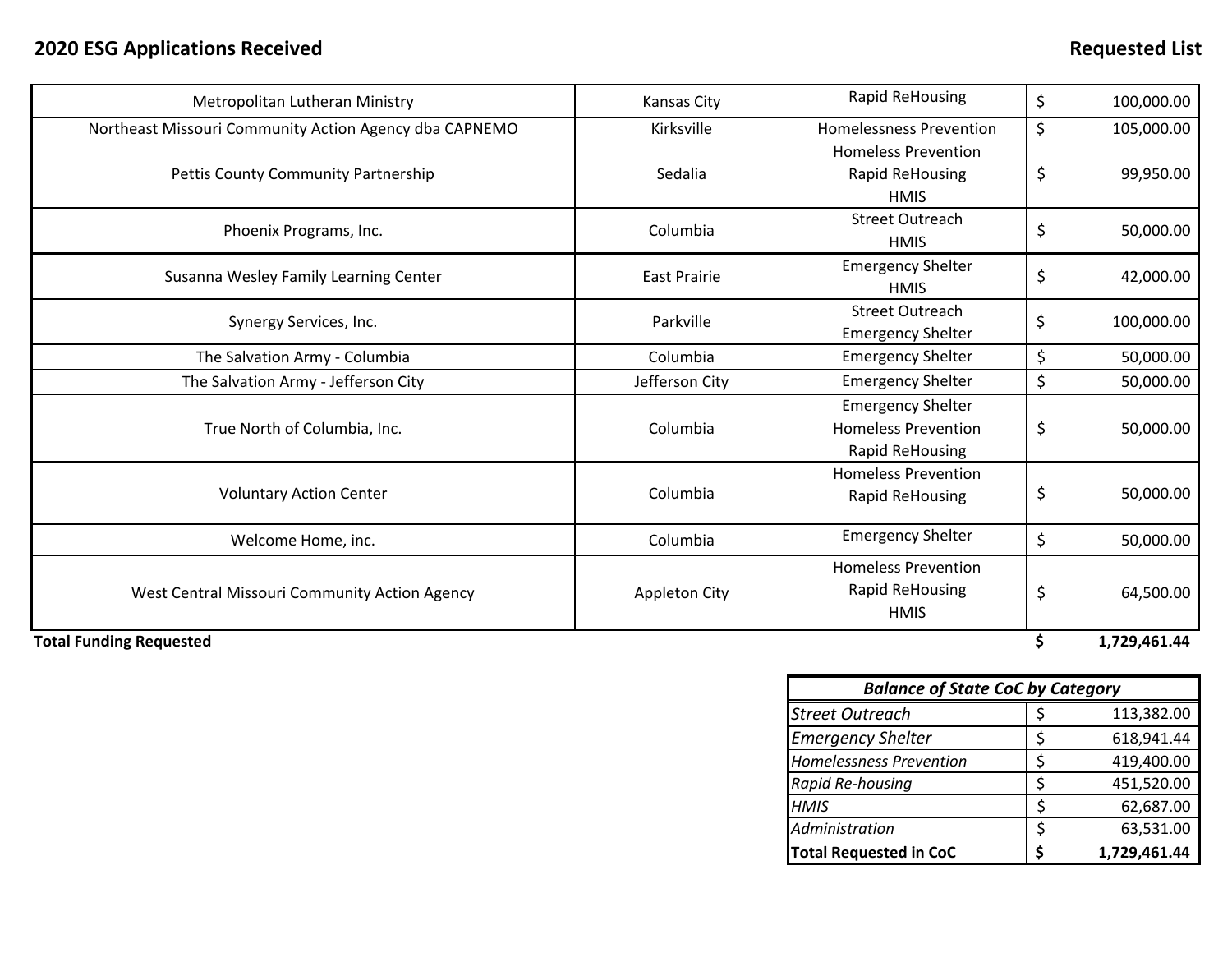**2020 ESG Applications Received** **Requested List**

| | | | |
|---|---|---|---|
| Metropolitan Lutheran Ministry | Kansas City | Rapid ReHousing | $ 100,000.00 |
| Northeast Missouri Community Action Agency dba CAPNEMO | Kirksville | Homelessness Prevention | $ 105,000.00 |
| Pettis County Community Partnership | Sedalia | Homeless Prevention<br>Rapid ReHousing<br>HMIS | $ 99,950.00 |
| Phoenix Programs, Inc. | Columbia | Street Outreach<br>HMIS | $ 50,000.00 |
| Susanna Wesley Family Learning Center | East Prairie | Emergency Shelter<br>HMIS | $ 42,000.00 |
| Synergy Services, Inc. | Parkville | Street Outreach<br>Emergency Shelter | $ 100,000.00 |
| The Salvation Army - Columbia | Columbia | Emergency Shelter | $ 50,000.00 |
| The Salvation Army - Jefferson City | Jefferson City | Emergency Shelter | $ 50,000.00 |
| True North of Columbia, Inc. | Columbia | Emergency Shelter<br>Homeless Prevention<br>Rapid ReHousing | $ 50,000.00 |
| Voluntary Action Center | Columbia | Homeless Prevention<br>Rapid ReHousing | $ 50,000.00 |
| Welcome Home, inc. | Columbia | Emergency Shelter | $ 50,000.00 |
| West Central Missouri Community Action Agency | Appleton City | Homeless Prevention<br>Rapid ReHousing<br>HMIS | $ 64,500.00 |
| **Total Funding Requested** | | | **$ 1,729,461.44** |

| ***Balance of State CoC by Category*** | |
|---|---|
| *Street Outreach* | $ 113,382.00 |
| *Emergency Shelter* | $ 618,941.44 |
| *Homelessness Prevention* | $ 419,400.00 |
| *Rapid Re-housing* | $ 451,520.00 |
| *HMIS* | $ 62,687.00 |
| *Administration* | $ 63,531.00 |
| **Total Requested in CoC** | **$ 1,729,461.44** |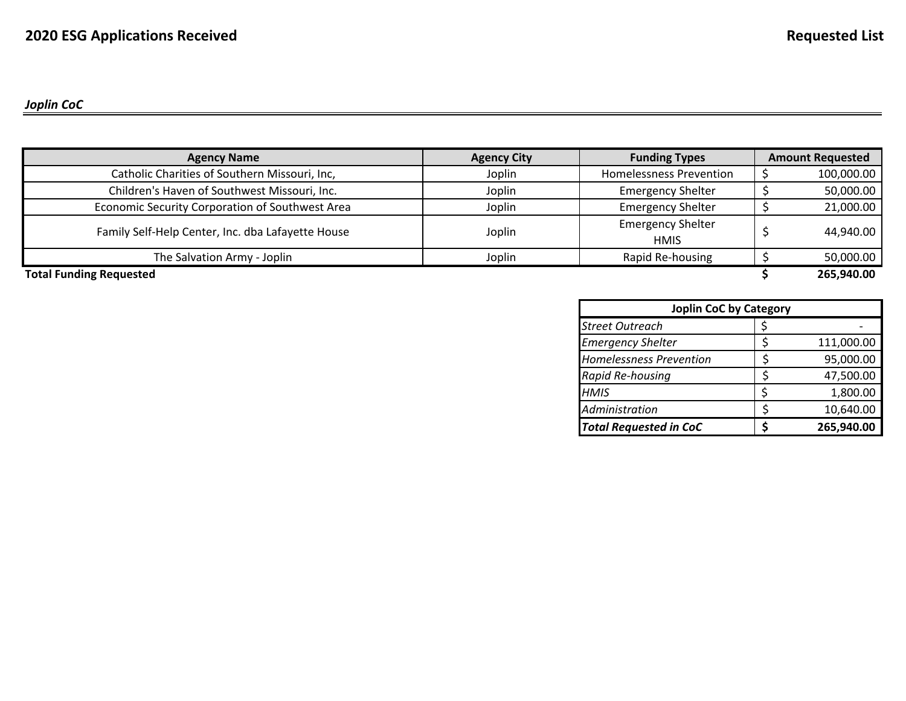# 2020 ESG Applications Received

**Requested List**

***Joplin CoC***

| Agency Name | Agency City | Funding Types | Amount Requested |
|---|---|---|---|
| Catholic Charities of Southern Missouri, Inc, | Joplin | Homelessness Prevention | $ 100,000.00 |
| Children's Haven of Southwest Missouri, Inc. | Joplin | Emergency Shelter | $ 50,000.00 |
| Economic Security Corporation of Southwest Area | Joplin | Emergency Shelter | $ 21,000.00 |
| Family Self-Help Center, Inc. dba Lafayette House | Joplin | Emergency Shelter<br>HMIS | $ 44,940.00 |
| The Salvation Army - Joplin | Joplin | Rapid Re-housing | $ 50,000.00 |
| **Total Funding Requested** | | | **$ 265,940.00** |

| Joplin CoC by Category | |
|---|---|
| *Street Outreach* | $ - |
| *Emergency Shelter* | $ 111,000.00 |
| *Homelessness Prevention* | $ 95,000.00 |
| *Rapid Re-housing* | $ 47,500.00 |
| *HMIS* | $ 1,800.00 |
| *Administration* | $ 10,640.00 |
| ***Total Requested in CoC*** | **$ 265,940.00** |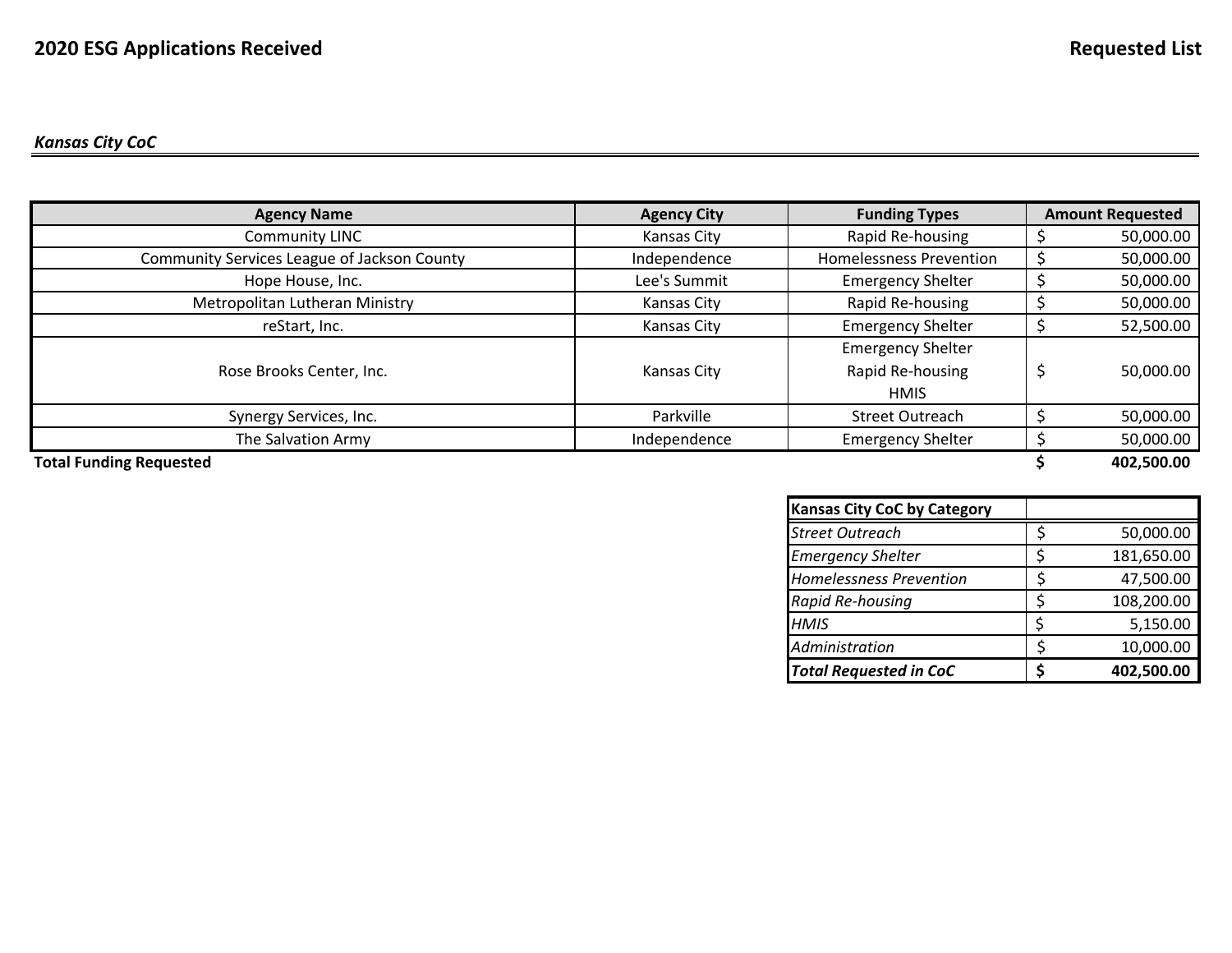# 2020 ESG Applications Received

## Requested List

### *Kansas City CoC*

| Agency Name | Agency City | Funding Types | Amount Requested |
|---|---|---|---|
| Community LINC | Kansas City | Rapid Re-housing | $ 50,000.00 |
| Community Services League of Jackson County | Independence | Homelessness Prevention | $ 50,000.00 |
| Hope House, Inc. | Lee's Summit | Emergency Shelter | $ 50,000.00 |
| Metropolitan Lutheran Ministry | Kansas City | Rapid Re-housing | $ 50,000.00 |
| reStart, Inc. | Kansas City | Emergency Shelter | $ 52,500.00 |
| Rose Brooks Center, Inc. | Kansas City | Emergency Shelter<br>Rapid Re-housing<br>HMIS | $ 50,000.00 |
| Synergy Services, Inc. | Parkville | Street Outreach | $ 50,000.00 |
| The Salvation Army | Independence | Emergency Shelter | $ 50,000.00 |
| **Total Funding Requested** | | | **$ 402,500.00** |

| **Kansas City CoC by Category** | |
|---|---|
| *Street Outreach* | $ 50,000.00 |
| *Emergency Shelter* | $ 181,650.00 |
| *Homelessness Prevention* | $ 47,500.00 |
| *Rapid Re-housing* | $ 108,200.00 |
| *HMIS* | $ 5,150.00 |
| *Administration* | $ 10,000.00 |
| ***Total Requested in CoC*** | **$ 402,500.00** |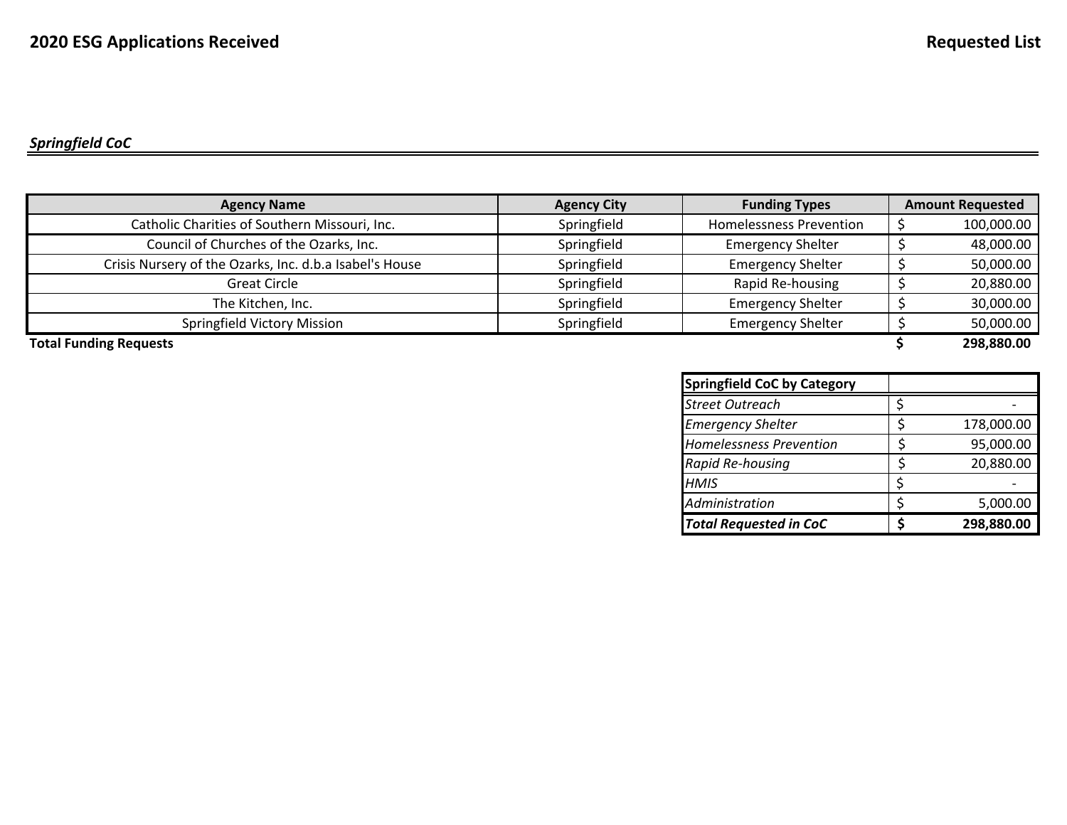# 2020 ESG Applications Received

**Requested List**

***Springfield CoC***

| Agency Name | Agency City | Funding Types | Amount Requested |
|---|---|---|---|
| Catholic Charities of Southern Missouri, Inc. | Springfield | Homelessness Prevention | $ 100,000.00 |
| Council of Churches of the Ozarks, Inc. | Springfield | Emergency Shelter | $ 48,000.00 |
| Crisis Nursery of the Ozarks, Inc. d.b.a Isabel's House | Springfield | Emergency Shelter | $ 50,000.00 |
| Great Circle | Springfield | Rapid Re-housing | $ 20,880.00 |
| The Kitchen, Inc. | Springfield | Emergency Shelter | $ 30,000.00 |
| Springfield Victory Mission | Springfield | Emergency Shelter | $ 50,000.00 |
| **Total Funding Requests** | | | **$ 298,880.00** |

| **Springfield CoC by Category** | |
|---|---|
| *Street Outreach* | $ - |
| *Emergency Shelter* | $ 178,000.00 |
| *Homelessness Prevention* | $ 95,000.00 |
| *Rapid Re-housing* | $ 20,880.00 |
| *HMIS* | $ - |
| *Administration* | $ 5,000.00 |
| ***Total Requested in CoC*** | **$ 298,880.00** |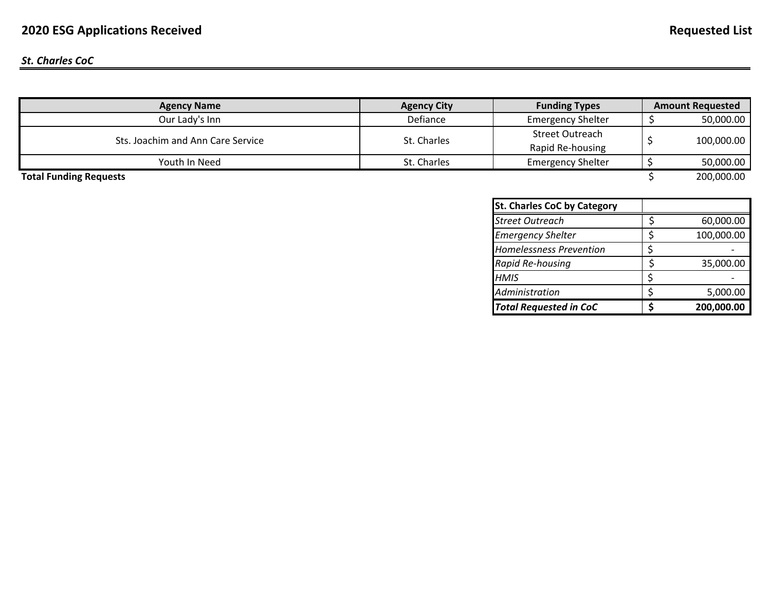## 2020 ESG Applications Received

**Requested List**

***St. Charles CoC***

| Agency Name | Agency City | Funding Types | Amount Requested |
|---|---|---|---|
| Our Lady's Inn | Defiance | Emergency Shelter | $ 50,000.00 |
| Sts. Joachim and Ann Care Service | St. Charles | Street Outreach<br>Rapid Re-housing | $ 100,000.00 |
| Youth In Need | St. Charles | Emergency Shelter | $ 50,000.00 |
| **Total Funding Requests** | | | $ 200,000.00 |

| St. Charles CoC by Category | |
|---|---|
| *Street Outreach* | $ 60,000.00 |
| *Emergency Shelter* | $ 100,000.00 |
| *Homelessness Prevention* | $ - |
| *Rapid Re-housing* | $ 35,000.00 |
| *HMIS* | $ - |
| *Administration* | $ 5,000.00 |
| ***Total Requested in CoC*** | **$ 200,000.00** |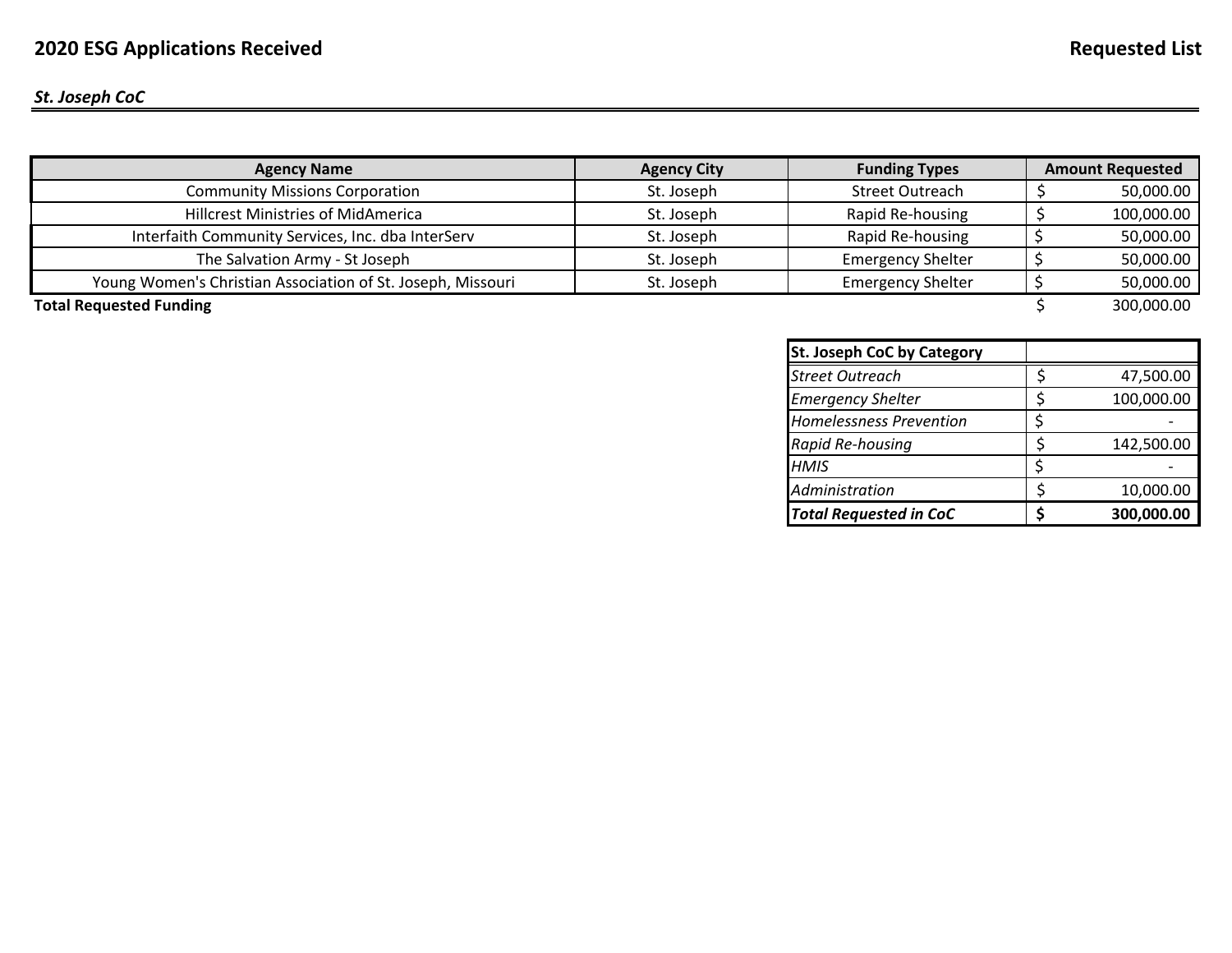# 2020 ESG Applications Received

**Requested List**

***St. Joseph CoC***

| Agency Name | Agency City | Funding Types | Amount Requested |
|---|---|---|---|
| Community Missions Corporation | St. Joseph | Street Outreach | $ 50,000.00 |
| Hillcrest Ministries of MidAmerica | St. Joseph | Rapid Re-housing | $ 100,000.00 |
| Interfaith Community Services, Inc. dba InterServ | St. Joseph | Rapid Re-housing | $ 50,000.00 |
| The Salvation Army - St Joseph | St. Joseph | Emergency Shelter | $ 50,000.00 |
| Young Women's Christian Association of St. Joseph, Missouri | St. Joseph | Emergency Shelter | $ 50,000.00 |
| **Total Requested Funding** | | | $ 300,000.00 |

| St. Joseph CoC by Category | |
|---|---|
| *Street Outreach* | $ 47,500.00 |
| *Emergency Shelter* | $ 100,000.00 |
| *Homelessness Prevention* | $ - |
| *Rapid Re-housing* | $ 142,500.00 |
| *HMIS* | $ - |
| *Administration* | $ 10,000.00 |
| ***Total Requested in CoC*** | **$ 300,000.00** |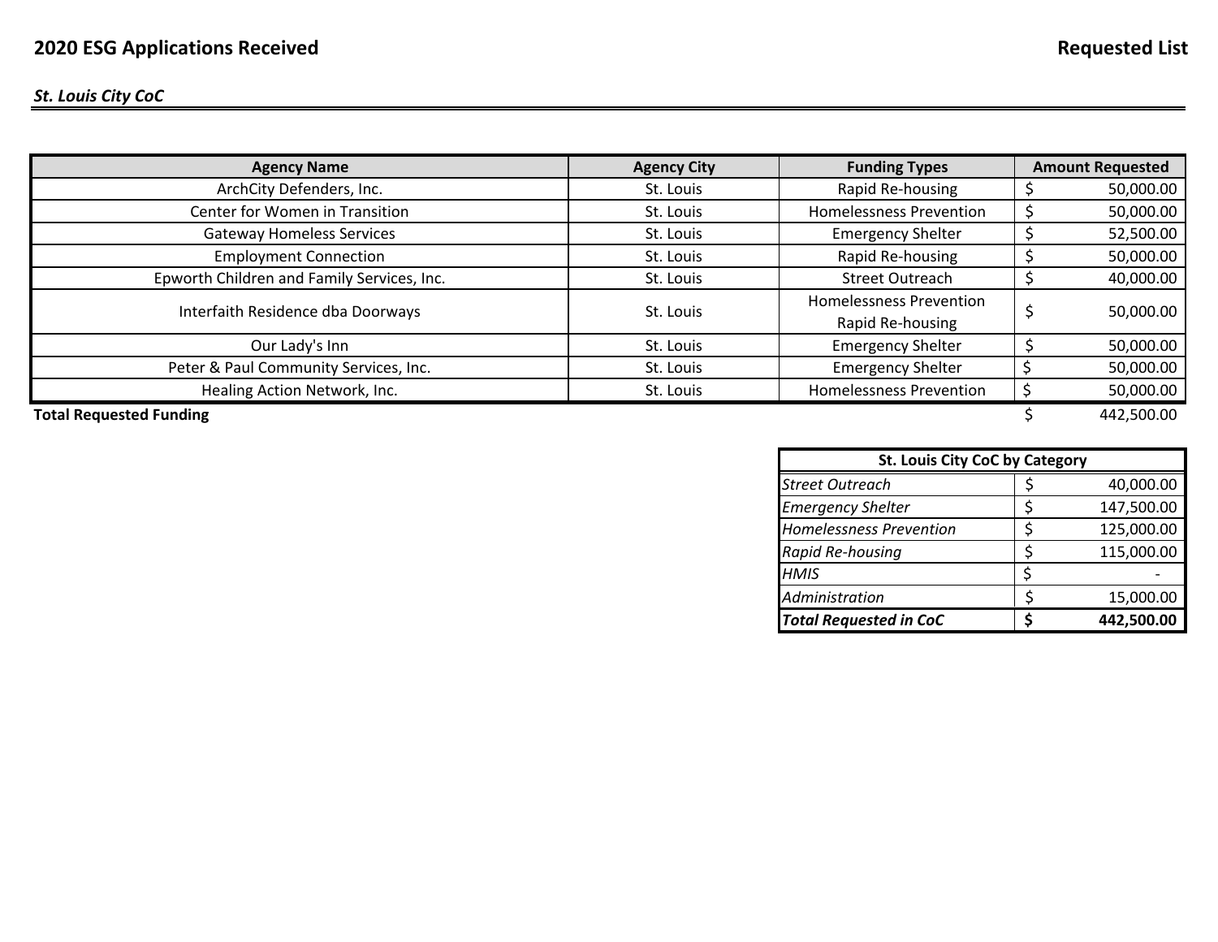# 2020 ESG Applications Received

**Requested List**

***St. Louis City CoC***

| Agency Name | Agency City | Funding Types | Amount Requested |
|---|---|---|---|
| ArchCity Defenders, Inc. | St. Louis | Rapid Re-housing | $ 50,000.00 |
| Center for Women in Transition | St. Louis | Homelessness Prevention | $ 50,000.00 |
| Gateway Homeless Services | St. Louis | Emergency Shelter | $ 52,500.00 |
| Employment Connection | St. Louis | Rapid Re-housing | $ 50,000.00 |
| Epworth Children and Family Services, Inc. | St. Louis | Street Outreach | $ 40,000.00 |
| Interfaith Residence dba Doorways | St. Louis | Homelessness Prevention<br>Rapid Re-housing | $ 50,000.00 |
| Our Lady's Inn | St. Louis | Emergency Shelter | $ 50,000.00 |
| Peter & Paul Community Services, Inc. | St. Louis | Emergency Shelter | $ 50,000.00 |
| Healing Action Network, Inc. | St. Louis | Homelessness Prevention | $ 50,000.00 |
| **Total Requested Funding** | | | $ 442,500.00 |

| St. Louis City CoC by Category | |
|---|---|
| *Street Outreach* | $ 40,000.00 |
| *Emergency Shelter* | $ 147,500.00 |
| *Homelessness Prevention* | $ 125,000.00 |
| *Rapid Re-housing* | $ 115,000.00 |
| *HMIS* | $ - |
| *Administration* | $ 15,000.00 |
| ***Total Requested in CoC*** | **$ 442,500.00** |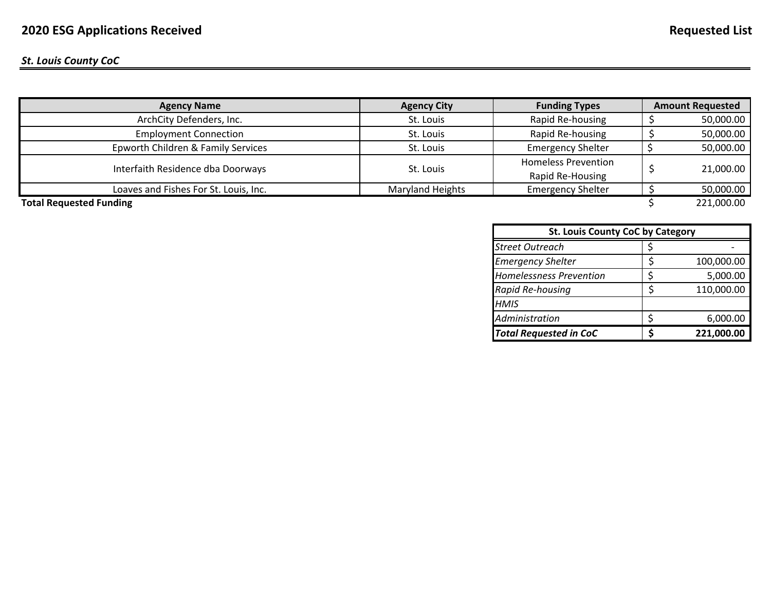# 2020 ESG Applications Received

**Requested List**

***St. Louis County CoC***

| Agency Name | Agency City | Funding Types | Amount Requested |
|---|---|---|---|
| ArchCity Defenders, Inc. | St. Louis | Rapid Re-housing | $ 50,000.00 |
| Employment Connection | St. Louis | Rapid Re-housing | $ 50,000.00 |
| Epworth Children & Family Services | St. Louis | Emergency Shelter | $ 50,000.00 |
| Interfaith Residence dba Doorways | St. Louis | Homeless Prevention<br>Rapid Re-Housing | $ 21,000.00 |
| Loaves and Fishes For St. Louis, Inc. | Maryland Heights | Emergency Shelter | $ 50,000.00 |
| **Total Requested Funding** | | | $ 221,000.00 |

| St. Louis County CoC by Category | |
|---|---|
| *Street Outreach* | $ - |
| *Emergency Shelter* | $ 100,000.00 |
| *Homelessness Prevention* | $ 5,000.00 |
| *Rapid Re-housing* | $ 110,000.00 |
| *HMIS* | |
| *Administration* | $ 6,000.00 |
| ***Total Requested in CoC*** | **$ 221,000.00** |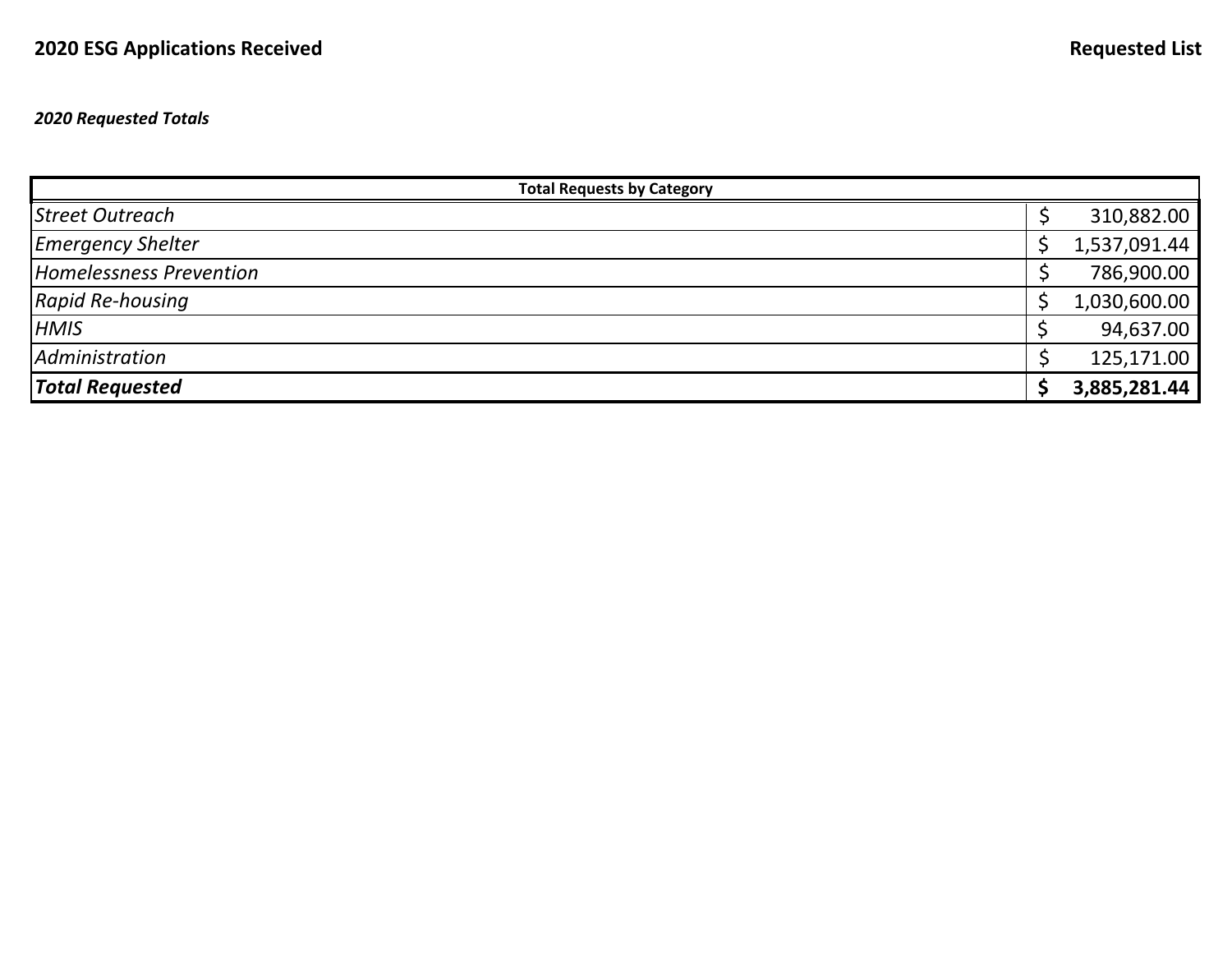**2020 ESG Applications Received** **Requested List**

***2020 Requested Totals***

| Total Requests by Category | |
|---|---|
| *Street Outreach* | $ 310,882.00 |
| *Emergency Shelter* | $ 1,537,091.44 |
| *Homelessness Prevention* | $ 786,900.00 |
| *Rapid Re-housing* | $ 1,030,600.00 |
| *HMIS* | $ 94,637.00 |
| *Administration* | $ 125,171.00 |
| ***Total Requested*** | **$ 3,885,281.44** |